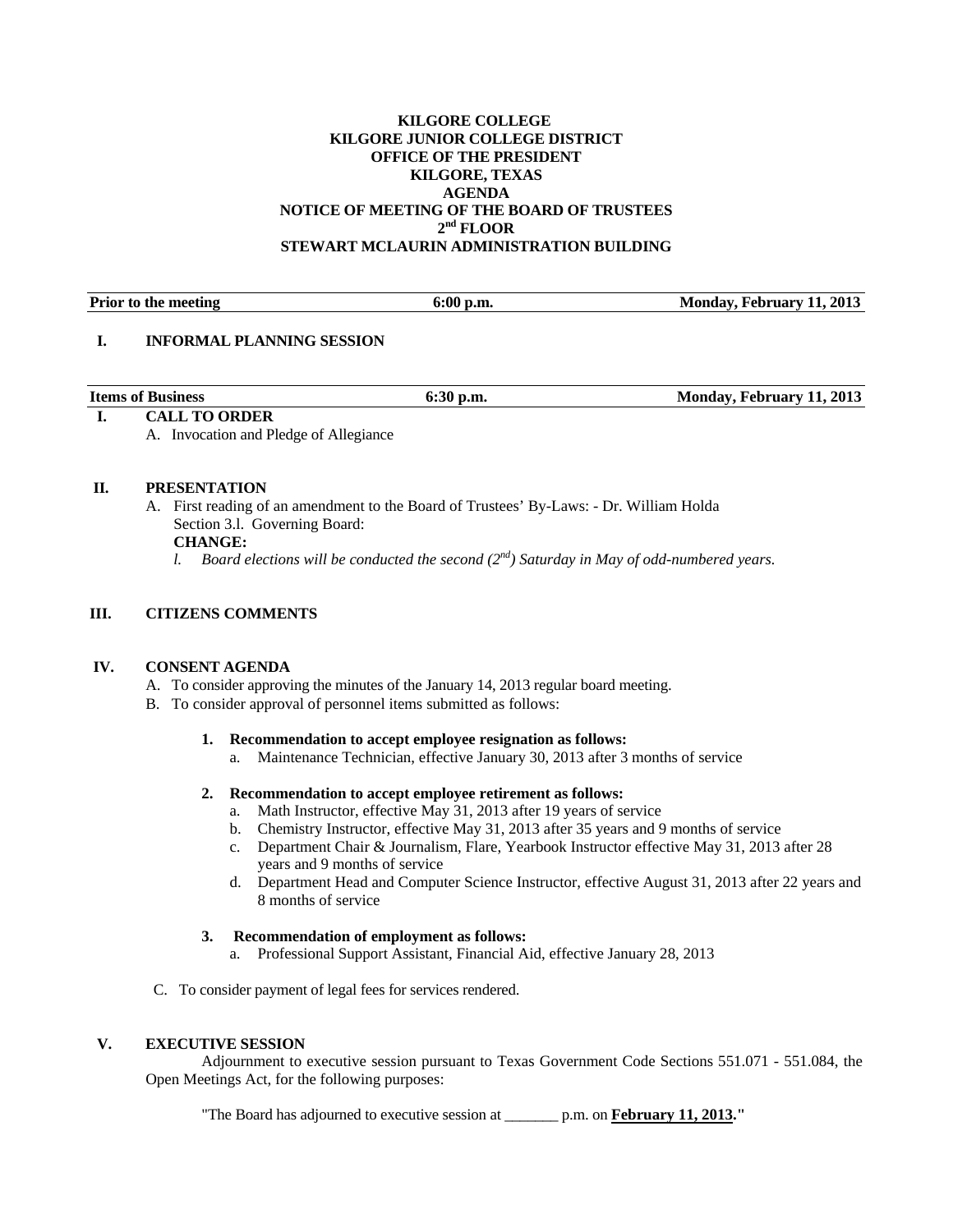**KILGORE COLLEGE**
**KILGORE JUNIOR COLLEGE DISTRICT**
**OFFICE OF THE PRESIDENT**
**KILGORE, TEXAS**
**AGENDA**
**NOTICE OF MEETING OF THE BOARD OF TRUSTEES**
**2nd FLOOR**
**STEWART MCLAURIN ADMINISTRATION BUILDING**

| **Prior to the meeting** | **6:00 p.m.** | **Monday, February 11, 2013** |
|---|---|---|

**I. INFORMAL PLANNING SESSION**

| **Items of Business** | **6:30 p.m.** | **Monday, February 11, 2013** |
|---|---|---|

**I. CALL TO ORDER**

A. Invocation and Pledge of Allegiance

**II. PRESENTATION**

A. First reading of an amendment to the Board of Trustees' By-Laws: - Dr. William Holda
Section 3.l. Governing Board:
**CHANGE:**
*l. Board elections will be conducted the second (2nd) Saturday in May of odd-numbered years.*

**III. CITIZENS COMMENTS**

**IV. CONSENT AGENDA**

A. To consider approving the minutes of the January 14, 2013 regular board meeting.
B. To consider approval of personnel items submitted as follows:

**1. Recommendation to accept employee resignation as follows:**
   a. Maintenance Technician, effective January 30, 2013 after 3 months of service

**2. Recommendation to accept employee retirement as follows:**
   a. Math Instructor, effective May 31, 2013 after 19 years of service
   b. Chemistry Instructor, effective May 31, 2013 after 35 years and 9 months of service
   c. Department Chair & Journalism, Flare, Yearbook Instructor effective May 31, 2013 after 28 years and 9 months of service
   d. Department Head and Computer Science Instructor, effective August 31, 2013 after 22 years and 8 months of service

**3. Recommendation of employment as follows:**
   a. Professional Support Assistant, Financial Aid, effective January 28, 2013

C. To consider payment of legal fees for services rendered.

**V. EXECUTIVE SESSION**

Adjournment to executive session pursuant to Texas Government Code Sections 551.071 - 551.084, the Open Meetings Act, for the following purposes:

"The Board has adjourned to executive session at _______ p.m. on **February 11, 2013**."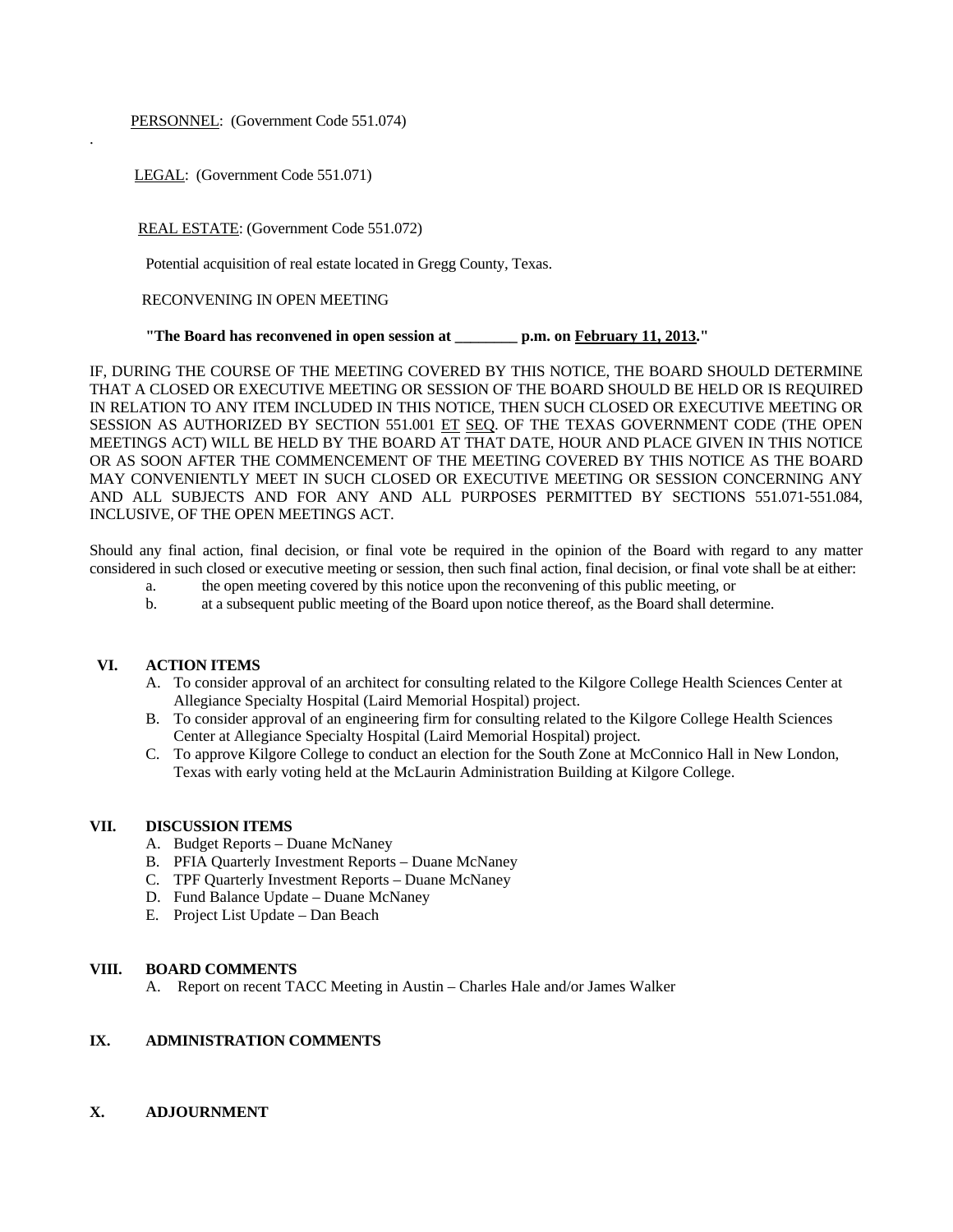PERSONNEL: (Government Code 551.074)

.

LEGAL: (Government Code 551.071)

REAL ESTATE: (Government Code 551.072)

Potential acquisition of real estate located in Gregg County, Texas.

RECONVENING IN OPEN MEETING

**"The Board has reconvened in open session at ________ p.m. on February 11, 2013."**

IF, DURING THE COURSE OF THE MEETING COVERED BY THIS NOTICE, THE BOARD SHOULD DETERMINE THAT A CLOSED OR EXECUTIVE MEETING OR SESSION OF THE BOARD SHOULD BE HELD OR IS REQUIRED IN RELATION TO ANY ITEM INCLUDED IN THIS NOTICE, THEN SUCH CLOSED OR EXECUTIVE MEETING OR SESSION AS AUTHORIZED BY SECTION 551.001 ET SEQ. OF THE TEXAS GOVERNMENT CODE (THE OPEN MEETINGS ACT) WILL BE HELD BY THE BOARD AT THAT DATE, HOUR AND PLACE GIVEN IN THIS NOTICE OR AS SOON AFTER THE COMMENCEMENT OF THE MEETING COVERED BY THIS NOTICE AS THE BOARD MAY CONVENIENTLY MEET IN SUCH CLOSED OR EXECUTIVE MEETING OR SESSION CONCERNING ANY AND ALL SUBJECTS AND FOR ANY AND ALL PURPOSES PERMITTED BY SECTIONS 551.071-551.084, INCLUSIVE, OF THE OPEN MEETINGS ACT.

Should any final action, final decision, or final vote be required in the opinion of the Board with regard to any matter considered in such closed or executive meeting or session, then such final action, final decision, or final vote shall be at either:

a. the open meeting covered by this notice upon the reconvening of this public meeting, or
b. at a subsequent public meeting of the Board upon notice thereof, as the Board shall determine.

**VI. ACTION ITEMS**

A. To consider approval of an architect for consulting related to the Kilgore College Health Sciences Center at Allegiance Specialty Hospital (Laird Memorial Hospital) project.
B. To consider approval of an engineering firm for consulting related to the Kilgore College Health Sciences Center at Allegiance Specialty Hospital (Laird Memorial Hospital) project.
C. To approve Kilgore College to conduct an election for the South Zone at McConnico Hall in New London, Texas with early voting held at the McLaurin Administration Building at Kilgore College.

**VII. DISCUSSION ITEMS**

A. Budget Reports – Duane McNaney
B. PFIA Quarterly Investment Reports – Duane McNaney
C. TPF Quarterly Investment Reports – Duane McNaney
D. Fund Balance Update – Duane McNaney
E. Project List Update – Dan Beach

**VIII. BOARD COMMENTS**

A. Report on recent TACC Meeting in Austin – Charles Hale and/or James Walker

**IX. ADMINISTRATION COMMENTS**

**X. ADJOURNMENT**